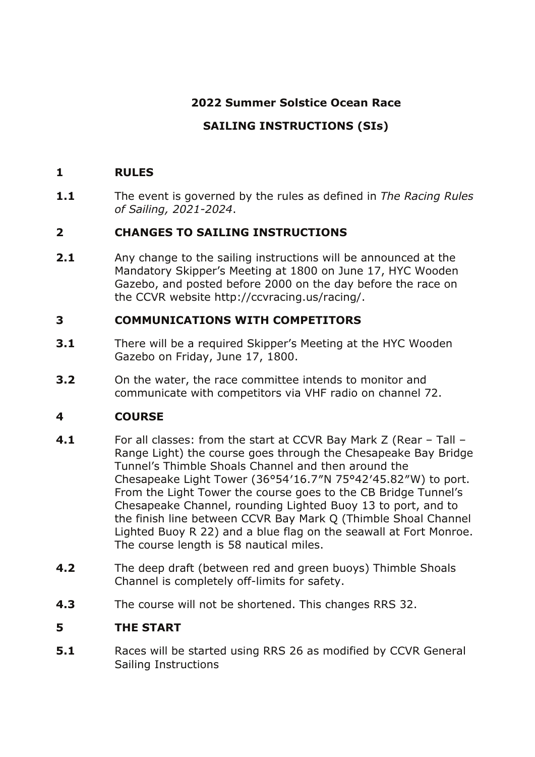# 2022 Summer Solstice Ocean Race

## SAILING INSTRUCTIONS (SIs)

### 1 RULES

**1.1** The event is governed by the rules as defined in *The Racing Rules of Sailing, 2021-2024*.

### 2 CHANGES TO SAILING INSTRUCTIONS

**2.1** Any change to the sailing instructions will be announced at the Mandatory Skipper's Meeting at 1800 on June 17, HYC Wooden Gazebo, and posted before 2000 on the day before the race on the CCVR website http://ccvracing.us/racing/.

### 3 COMMUNICATIONS WITH COMPETITORS

**3.1** There will be a required Skipper's Meeting at the HYC Wooden Gazebo on Friday, June 17, 1800.

**3.2** On the water, the race committee intends to monitor and communicate with competitors via VHF radio on channel 72.

### 4 COURSE

**4.1** For all classes: from the start at CCVR Bay Mark Z (Rear – Tall – Range Light) the course goes through the Chesapeake Bay Bridge Tunnel's Thimble Shoals Channel and then around the Chesapeake Light Tower (36°54'16.7"N 75°42'45.82"W) to port. From the Light Tower the course goes to the CB Bridge Tunnel's Chesapeake Channel, rounding Lighted Buoy 13 to port, and to the finish line between CCVR Bay Mark Q (Thimble Shoal Channel Lighted Buoy R 22) and a blue flag on the seawall at Fort Monroe. The course length is 58 nautical miles.

**4.2** The deep draft (between red and green buoys) Thimble Shoals Channel is completely off-limits for safety.

**4.3** The course will not be shortened. This changes RRS 32.

### 5 THE START

**5.1** Races will be started using RRS 26 as modified by CCVR General Sailing Instructions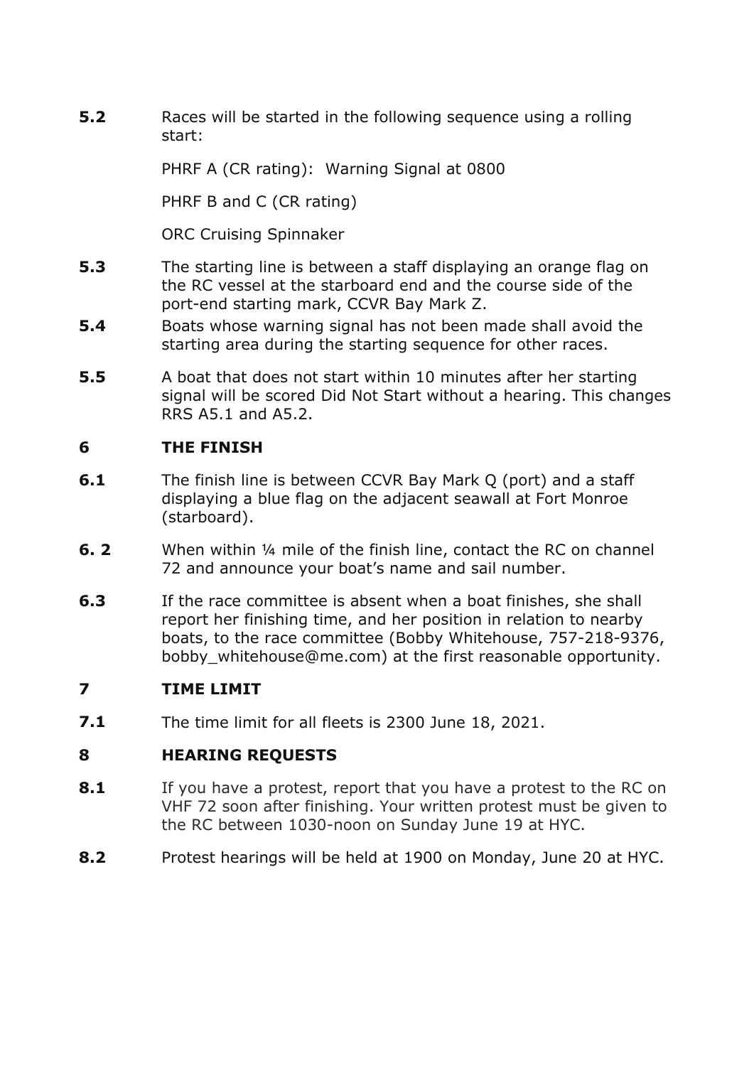**5.2** Races will be started in the following sequence using a rolling start:

PHRF A (CR rating): Warning Signal at 0800

PHRF B and C (CR rating)

ORC Cruising Spinnaker

**5.3** The starting line is between a staff displaying an orange flag on the RC vessel at the starboard end and the course side of the port-end starting mark, CCVR Bay Mark Z.

**5.4** Boats whose warning signal has not been made shall avoid the starting area during the starting sequence for other races.

**5.5** A boat that does not start within 10 minutes after her starting signal will be scored Did Not Start without a hearing. This changes RRS A5.1 and A5.2.

## 6 THE FINISH

**6.1** The finish line is between CCVR Bay Mark Q (port) and a staff displaying a blue flag on the adjacent seawall at Fort Monroe (starboard).

**6. 2** When within ¼ mile of the finish line, contact the RC on channel 72 and announce your boat's name and sail number.

**6.3** If the race committee is absent when a boat finishes, she shall report her finishing time, and her position in relation to nearby boats, to the race committee (Bobby Whitehouse, 757-218-9376, bobby_whitehouse@me.com) at the first reasonable opportunity.

## 7 TIME LIMIT

**7.1** The time limit for all fleets is 2300 June 18, 2021.

## 8 HEARING REQUESTS

**8.1** If you have a protest, report that you have a protest to the RC on VHF 72 soon after finishing. Your written protest must be given to the RC between 1030-noon on Sunday June 19 at HYC.

**8.2** Protest hearings will be held at 1900 on Monday, June 20 at HYC.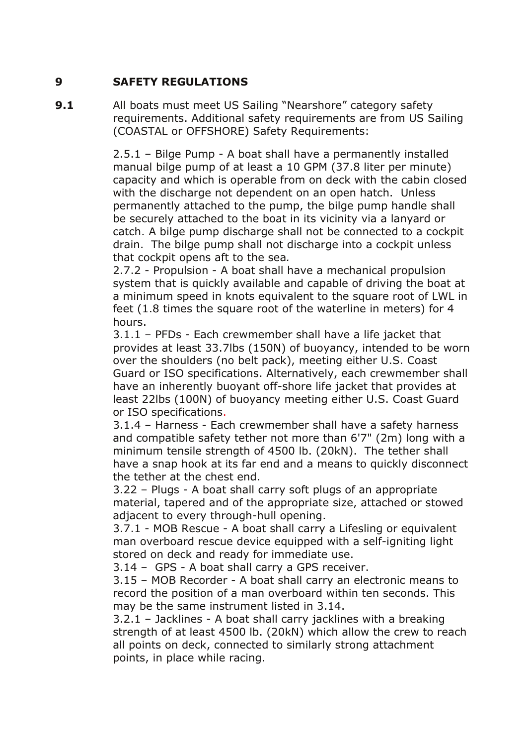## 9 SAFETY REGULATIONS

**9.1** All boats must meet US Sailing "Nearshore" category safety requirements. Additional safety requirements are from US Sailing (COASTAL or OFFSHORE) Safety Requirements:

2.5.1 – Bilge Pump - A boat shall have a permanently installed manual bilge pump of at least a 10 GPM (37.8 liter per minute) capacity and which is operable from on deck with the cabin closed with the discharge not dependent on an open hatch. Unless permanently attached to the pump, the bilge pump handle shall be securely attached to the boat in its vicinity via a lanyard or catch. A bilge pump discharge shall not be connected to a cockpit drain. The bilge pump shall not discharge into a cockpit unless that cockpit opens aft to the sea*.*
2.7.2 - Propulsion - A boat shall have a mechanical propulsion system that is quickly available and capable of driving the boat at a minimum speed in knots equivalent to the square root of LWL in feet (1.8 times the square root of the waterline in meters) for 4 hours.
3.1.1 – PFDs - Each crewmember shall have a life jacket that provides at least 33.7lbs (150N) of buoyancy, intended to be worn over the shoulders (no belt pack), meeting either U.S. Coast Guard or ISO specifications. Alternatively, each crewmember shall have an inherently buoyant off-shore life jacket that provides at least 22lbs (100N) of buoyancy meeting either U.S. Coast Guard or ISO specifications.
3.1.4 – Harness - Each crewmember shall have a safety harness and compatible safety tether not more than 6'7" (2m) long with a minimum tensile strength of 4500 lb. (20kN). The tether shall have a snap hook at its far end and a means to quickly disconnect the tether at the chest end.
3.22 – Plugs - A boat shall carry soft plugs of an appropriate material, tapered and of the appropriate size, attached or stowed adjacent to every through-hull opening.
3.7.1 - MOB Rescue - A boat shall carry a Lifesling or equivalent man overboard rescue device equipped with a self-igniting light stored on deck and ready for immediate use.
3.14 – GPS - A boat shall carry a GPS receiver.
3.15 – MOB Recorder - A boat shall carry an electronic means to record the position of a man overboard within ten seconds. This may be the same instrument listed in 3.14.
3.2.1 – Jacklines - A boat shall carry jacklines with a breaking strength of at least 4500 lb. (20kN) which allow the crew to reach all points on deck, connected to similarly strong attachment points, in place while racing.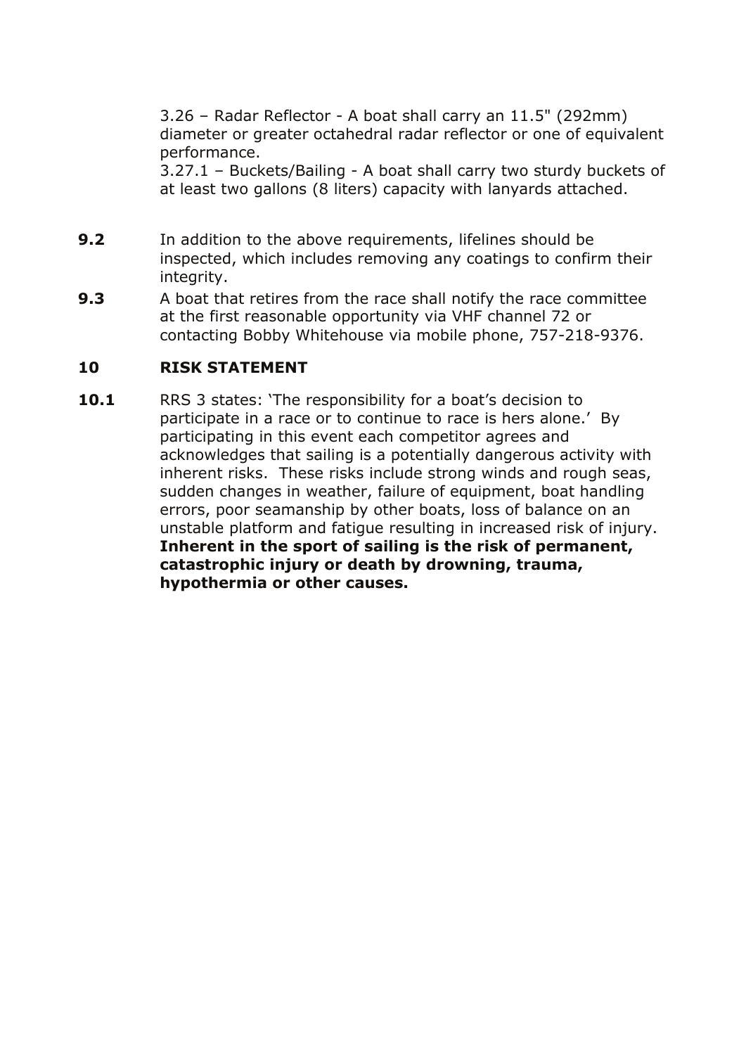3.26 – Radar Reflector - A boat shall carry an 11.5" (292mm) diameter or greater octahedral radar reflector or one of equivalent performance.
3.27.1 – Buckets/Bailing - A boat shall carry two sturdy buckets of at least two gallons (8 liters) capacity with lanyards attached.

**9.2** In addition to the above requirements, lifelines should be inspected, which includes removing any coatings to confirm their integrity.

**9.3** A boat that retires from the race shall notify the race committee at the first reasonable opportunity via VHF channel 72 or contacting Bobby Whitehouse via mobile phone, 757-218-9376.

## 10 RISK STATEMENT

**10.1** RRS 3 states: 'The responsibility for a boat's decision to participate in a race or to continue to race is hers alone.' By participating in this event each competitor agrees and acknowledges that sailing is a potentially dangerous activity with inherent risks. These risks include strong winds and rough seas, sudden changes in weather, failure of equipment, boat handling errors, poor seamanship by other boats, loss of balance on an unstable platform and fatigue resulting in increased risk of injury. **Inherent in the sport of sailing is the risk of permanent, catastrophic injury or death by drowning, trauma, hypothermia or other causes.**